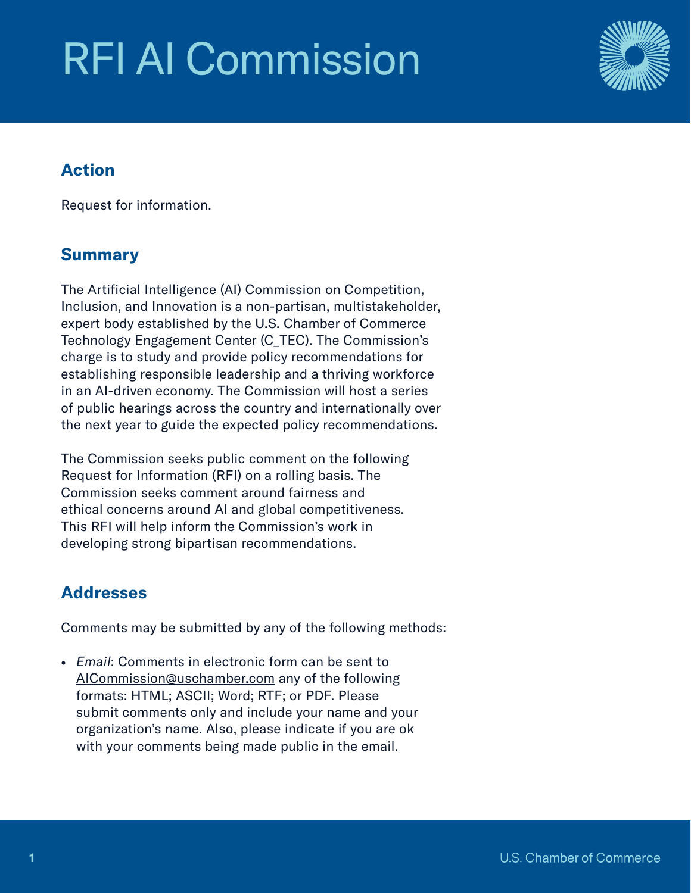# RFI AI Commission

## Action

Request for information.

## Summary

The Artificial Intelligence (AI) Commission on Competition, Inclusion, and Innovation is a non-partisan, multistakeholder, expert body established by the U.S. Chamber of Commerce Technology Engagement Center (C_TEC). The Commission's charge is to study and provide policy recommendations for establishing responsible leadership and a thriving workforce in an AI-driven economy. The Commission will host a series of public hearings across the country and internationally over the next year to guide the expected policy recommendations.

The Commission seeks public comment on the following Request for Information (RFI) on a rolling basis. The Commission seeks comment around fairness and ethical concerns around AI and global competitiveness. This RFI will help inform the Commission's work in developing strong bipartisan recommendations.

## Addresses

Comments may be submitted by any of the following methods:

- *Email*: Comments in electronic form can be sent to AICommission@uschamber.com any of the following formats: HTML; ASCII; Word; RTF; or PDF. Please submit comments only and include your name and your organization's name. Also, please indicate if you are ok with your comments being made public in the email.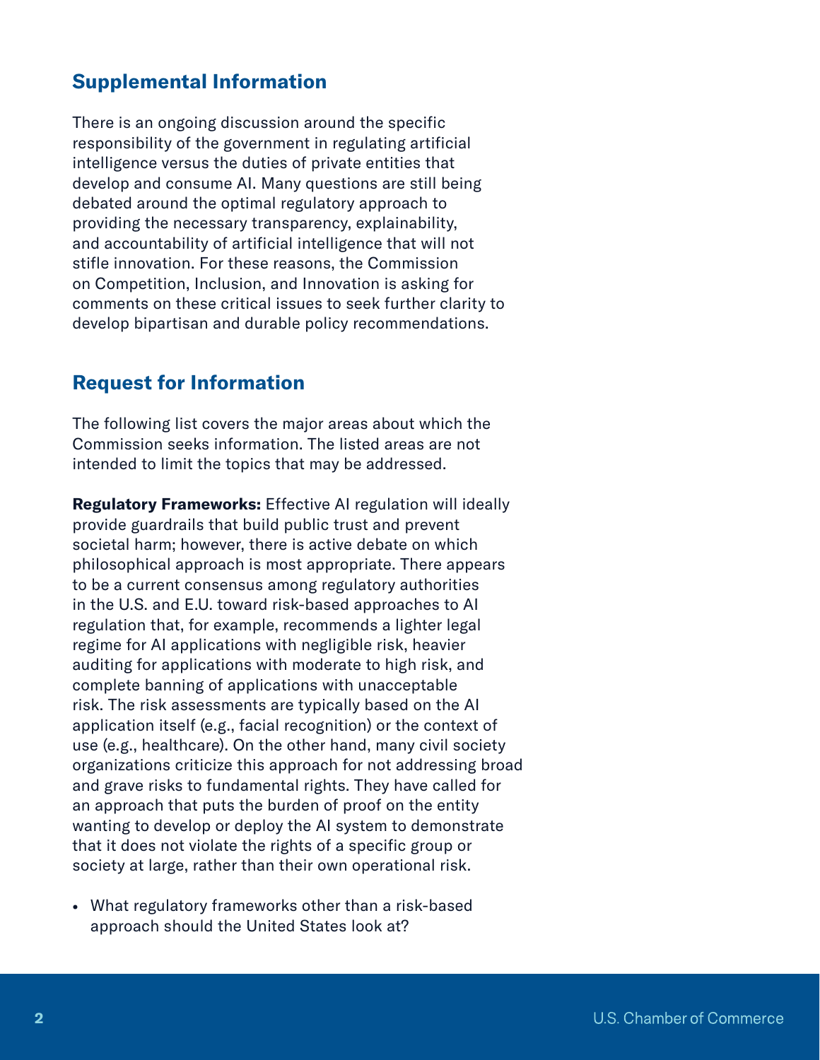## Supplemental Information

There is an ongoing discussion around the specific responsibility of the government in regulating artificial intelligence versus the duties of private entities that develop and consume AI. Many questions are still being debated around the optimal regulatory approach to providing the necessary transparency, explainability, and accountability of artificial intelligence that will not stifle innovation. For these reasons, the Commission on Competition, Inclusion, and Innovation is asking for comments on these critical issues to seek further clarity to develop bipartisan and durable policy recommendations.

## Request for Information

The following list covers the major areas about which the Commission seeks information. The listed areas are not intended to limit the topics that may be addressed.

**Regulatory Frameworks:** Effective AI regulation will ideally provide guardrails that build public trust and prevent societal harm; however, there is active debate on which philosophical approach is most appropriate. There appears to be a current consensus among regulatory authorities in the U.S. and E.U. toward risk-based approaches to AI regulation that, for example, recommends a lighter legal regime for AI applications with negligible risk, heavier auditing for applications with moderate to high risk, and complete banning of applications with unacceptable risk. The risk assessments are typically based on the AI application itself (e.g., facial recognition) or the context of use (e.g., healthcare). On the other hand, many civil society organizations criticize this approach for not addressing broad and grave risks to fundamental rights. They have called for an approach that puts the burden of proof on the entity wanting to develop or deploy the AI system to demonstrate that it does not violate the rights of a specific group or society at large, rather than their own operational risk.

- What regulatory frameworks other than a risk-based approach should the United States look at?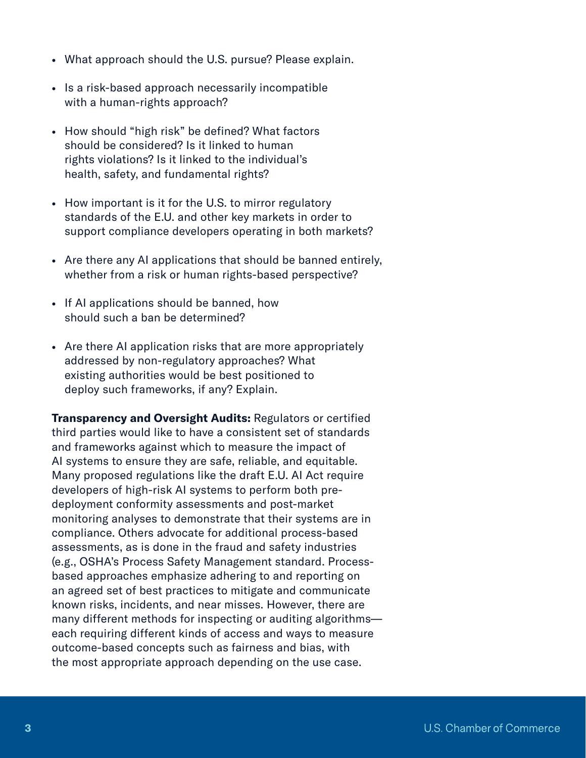- What approach should the U.S. pursue? Please explain.
- Is a risk-based approach necessarily incompatible with a human-rights approach?
- How should "high risk" be defined? What factors should be considered? Is it linked to human rights violations? Is it linked to the individual's health, safety, and fundamental rights?
- How important is it for the U.S. to mirror regulatory standards of the E.U. and other key markets in order to support compliance developers operating in both markets?
- Are there any AI applications that should be banned entirely, whether from a risk or human rights-based perspective?
- If AI applications should be banned, how should such a ban be determined?
- Are there AI application risks that are more appropriately addressed by non-regulatory approaches? What existing authorities would be best positioned to deploy such frameworks, if any? Explain.

**Transparency and Oversight Audits:** Regulators or certified third parties would like to have a consistent set of standards and frameworks against which to measure the impact of AI systems to ensure they are safe, reliable, and equitable. Many proposed regulations like the draft E.U. AI Act require developers of high-risk AI systems to perform both pre-deployment conformity assessments and post-market monitoring analyses to demonstrate that their systems are in compliance. Others advocate for additional process-based assessments, as is done in the fraud and safety industries (e.g., OSHA's Process Safety Management standard. Process-based approaches emphasize adhering to and reporting on an agreed set of best practices to mitigate and communicate known risks, incidents, and near misses. However, there are many different methods for inspecting or auditing algorithms—each requiring different kinds of access and ways to measure outcome-based concepts such as fairness and bias, with the most appropriate approach depending on the use case.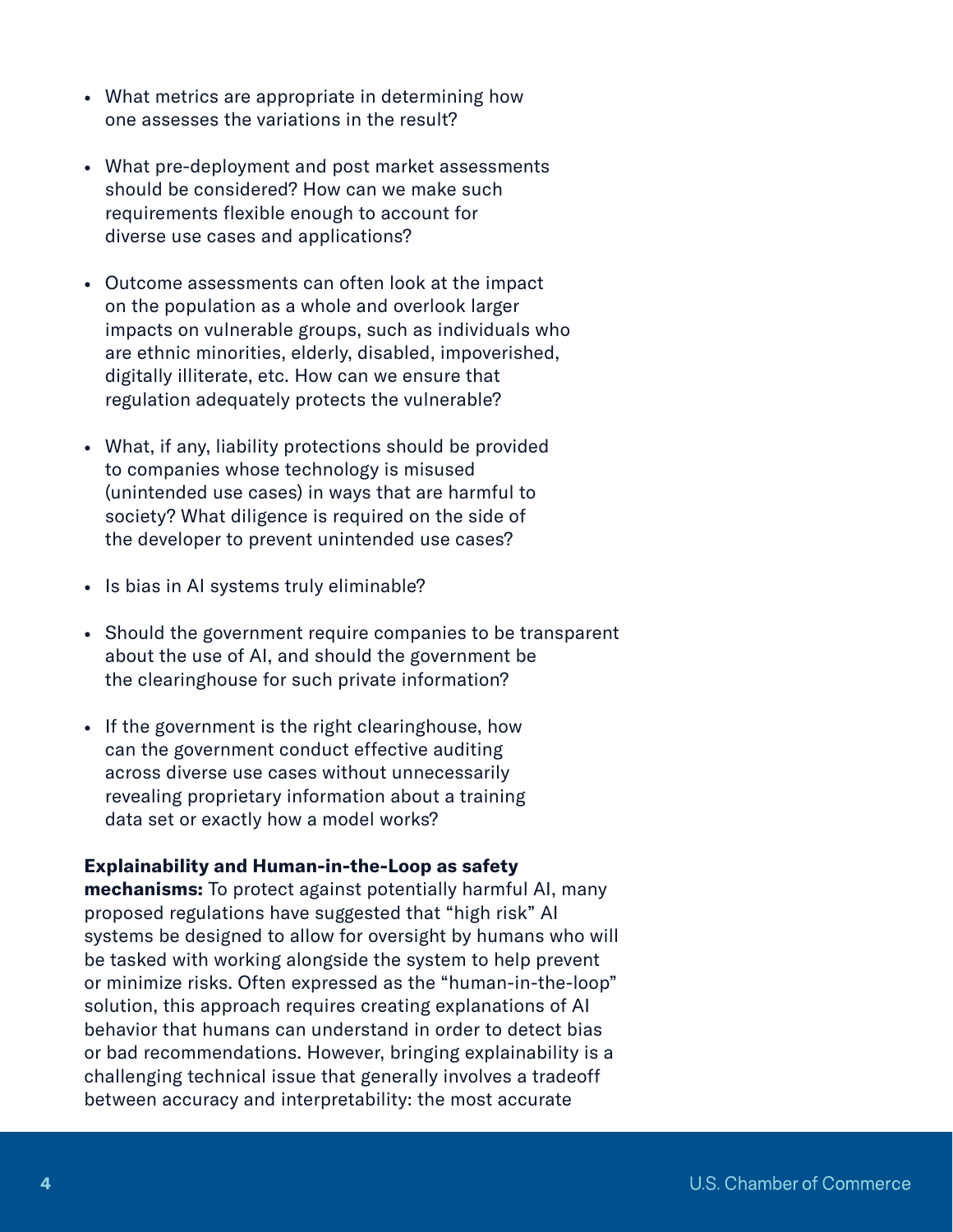- What metrics are appropriate in determining how one assesses the variations in the result?
- What pre-deployment and post market assessments should be considered? How can we make such requirements flexible enough to account for diverse use cases and applications?
- Outcome assessments can often look at the impact on the population as a whole and overlook larger impacts on vulnerable groups, such as individuals who are ethnic minorities, elderly, disabled, impoverished, digitally illiterate, etc. How can we ensure that regulation adequately protects the vulnerable?
- What, if any, liability protections should be provided to companies whose technology is misused (unintended use cases) in ways that are harmful to society? What diligence is required on the side of the developer to prevent unintended use cases?
- Is bias in AI systems truly eliminable?
- Should the government require companies to be transparent about the use of AI, and should the government be the clearinghouse for such private information?
- If the government is the right clearinghouse, how can the government conduct effective auditing across diverse use cases without unnecessarily revealing proprietary information about a training data set or exactly how a model works?

**Explainability and Human-in-the-Loop as safety mechanisms:** To protect against potentially harmful AI, many proposed regulations have suggested that "high risk" AI systems be designed to allow for oversight by humans who will be tasked with working alongside the system to help prevent or minimize risks. Often expressed as the "human-in-the-loop" solution, this approach requires creating explanations of AI behavior that humans can understand in order to detect bias or bad recommendations. However, bringing explainability is a challenging technical issue that generally involves a tradeoff between accuracy and interpretability: the most accurate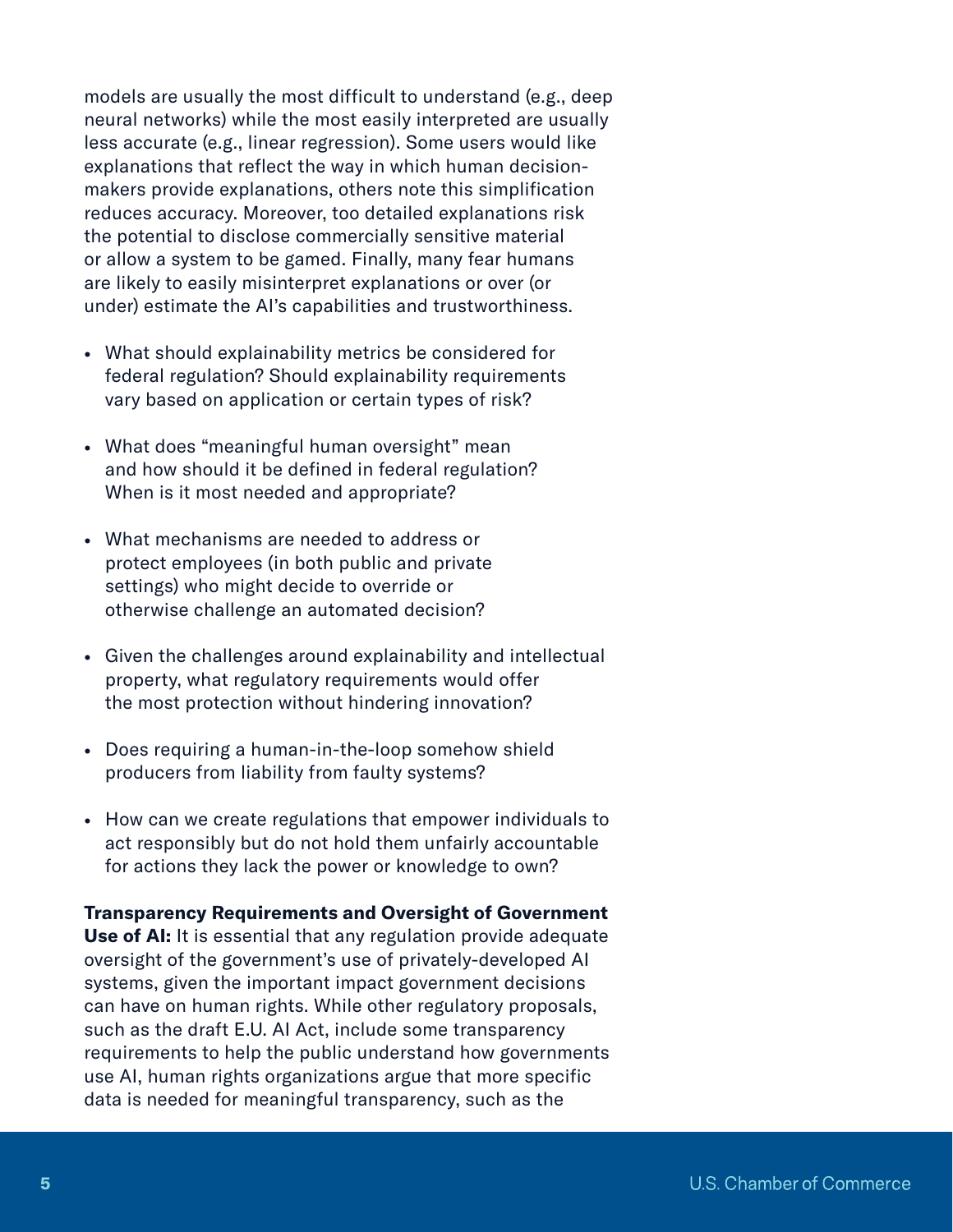models are usually the most difficult to understand (e.g., deep neural networks) while the most easily interpreted are usually less accurate (e.g., linear regression). Some users would like explanations that reflect the way in which human decision-makers provide explanations, others note this simplification reduces accuracy. Moreover, too detailed explanations risk the potential to disclose commercially sensitive material or allow a system to be gamed. Finally, many fear humans are likely to easily misinterpret explanations or over (or under) estimate the AI's capabilities and trustworthiness.

- What should explainability metrics be considered for federal regulation? Should explainability requirements vary based on application or certain types of risk?
- What does "meaningful human oversight" mean and how should it be defined in federal regulation? When is it most needed and appropriate?
- What mechanisms are needed to address or protect employees (in both public and private settings) who might decide to override or otherwise challenge an automated decision?
- Given the challenges around explainability and intellectual property, what regulatory requirements would offer the most protection without hindering innovation?
- Does requiring a human-in-the-loop somehow shield producers from liability from faulty systems?
- How can we create regulations that empower individuals to act responsibly but do not hold them unfairly accountable for actions they lack the power or knowledge to own?

**Transparency Requirements and Oversight of Government Use of AI:** It is essential that any regulation provide adequate oversight of the government's use of privately-developed AI systems, given the important impact government decisions can have on human rights. While other regulatory proposals, such as the draft E.U. AI Act, include some transparency requirements to help the public understand how governments use AI, human rights organizations argue that more specific data is needed for meaningful transparency, such as the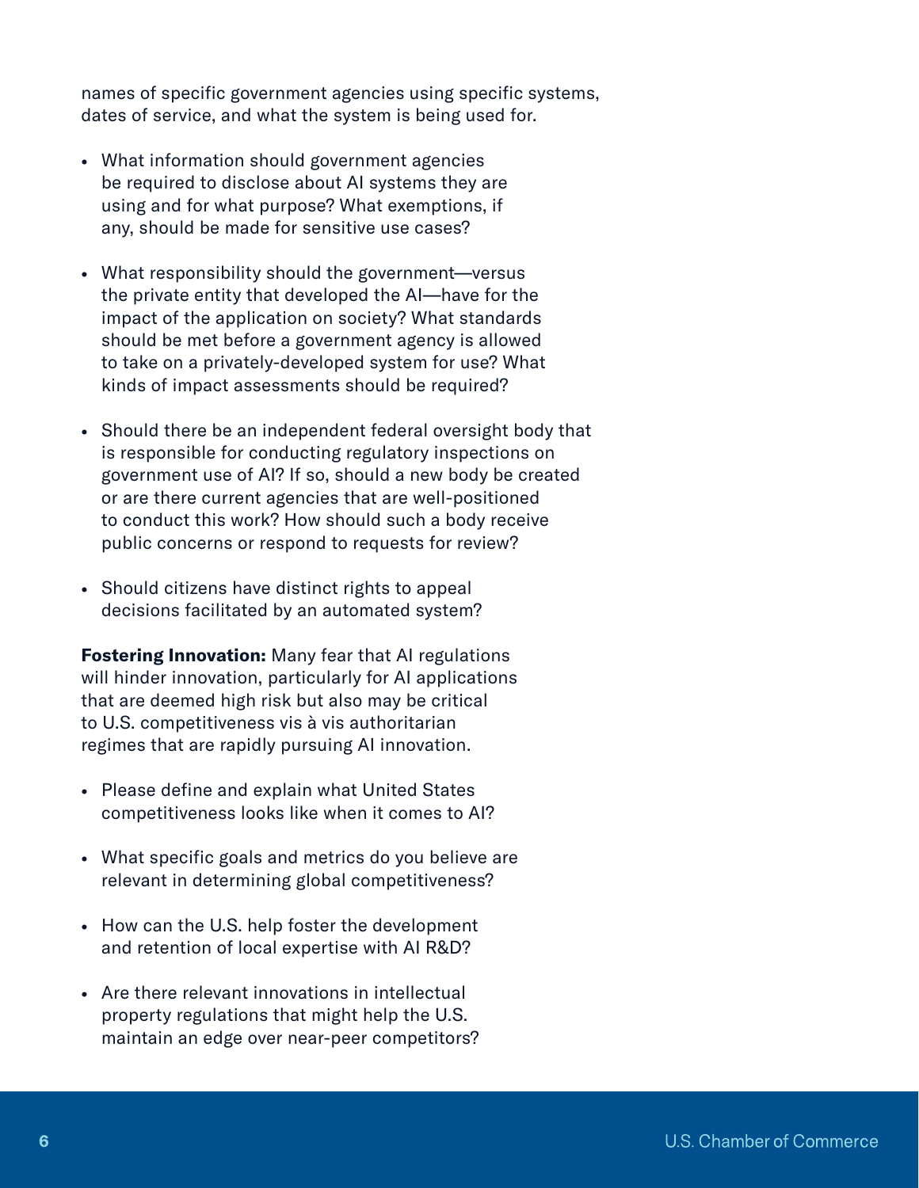names of specific government agencies using specific systems, dates of service, and what the system is being used for.

- What information should government agencies be required to disclose about AI systems they are using and for what purpose? What exemptions, if any, should be made for sensitive use cases?
- What responsibility should the government—versus the private entity that developed the AI—have for the impact of the application on society? What standards should be met before a government agency is allowed to take on a privately-developed system for use? What kinds of impact assessments should be required?
- Should there be an independent federal oversight body that is responsible for conducting regulatory inspections on government use of AI? If so, should a new body be created or are there current agencies that are well-positioned to conduct this work? How should such a body receive public concerns or respond to requests for review?
- Should citizens have distinct rights to appeal decisions facilitated by an automated system?

**Fostering Innovation:** Many fear that AI regulations will hinder innovation, particularly for AI applications that are deemed high risk but also may be critical to U.S. competitiveness vis à vis authoritarian regimes that are rapidly pursuing AI innovation.

- Please define and explain what United States competitiveness looks like when it comes to AI?
- What specific goals and metrics do you believe are relevant in determining global competitiveness?
- How can the U.S. help foster the development and retention of local expertise with AI R&D?
- Are there relevant innovations in intellectual property regulations that might help the U.S. maintain an edge over near-peer competitors?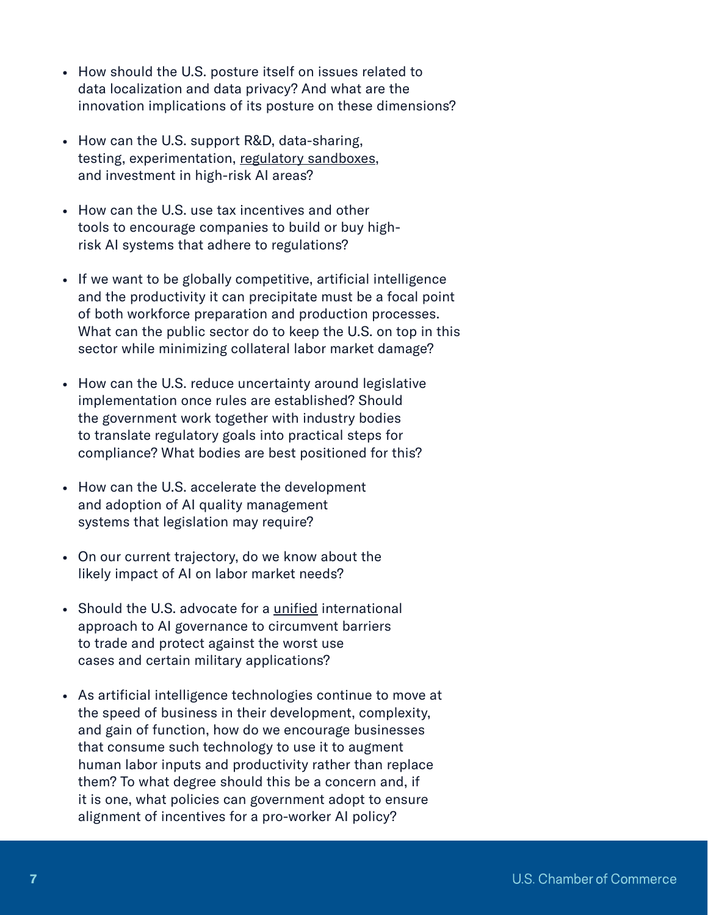- How should the U.S. posture itself on issues related to data localization and data privacy? And what are the innovation implications of its posture on these dimensions?

- How can the U.S. support R&D, data-sharing, testing, experimentation, regulatory sandboxes, and investment in high-risk AI areas?

- How can the U.S. use tax incentives and other tools to encourage companies to build or buy high-risk AI systems that adhere to regulations?

- If we want to be globally competitive, artificial intelligence and the productivity it can precipitate must be a focal point of both workforce preparation and production processes. What can the public sector do to keep the U.S. on top in this sector while minimizing collateral labor market damage?

- How can the U.S. reduce uncertainty around legislative implementation once rules are established? Should the government work together with industry bodies to translate regulatory goals into practical steps for compliance? What bodies are best positioned for this?

- How can the U.S. accelerate the development and adoption of AI quality management systems that legislation may require?

- On our current trajectory, do we know about the likely impact of AI on labor market needs?

- Should the U.S. advocate for a unified international approach to AI governance to circumvent barriers to trade and protect against the worst use cases and certain military applications?

- As artificial intelligence technologies continue to move at the speed of business in their development, complexity, and gain of function, how do we encourage businesses that consume such technology to use it to augment human labor inputs and productivity rather than replace them? To what degree should this be a concern and, if it is one, what policies can government adopt to ensure alignment of incentives for a pro-worker AI policy?